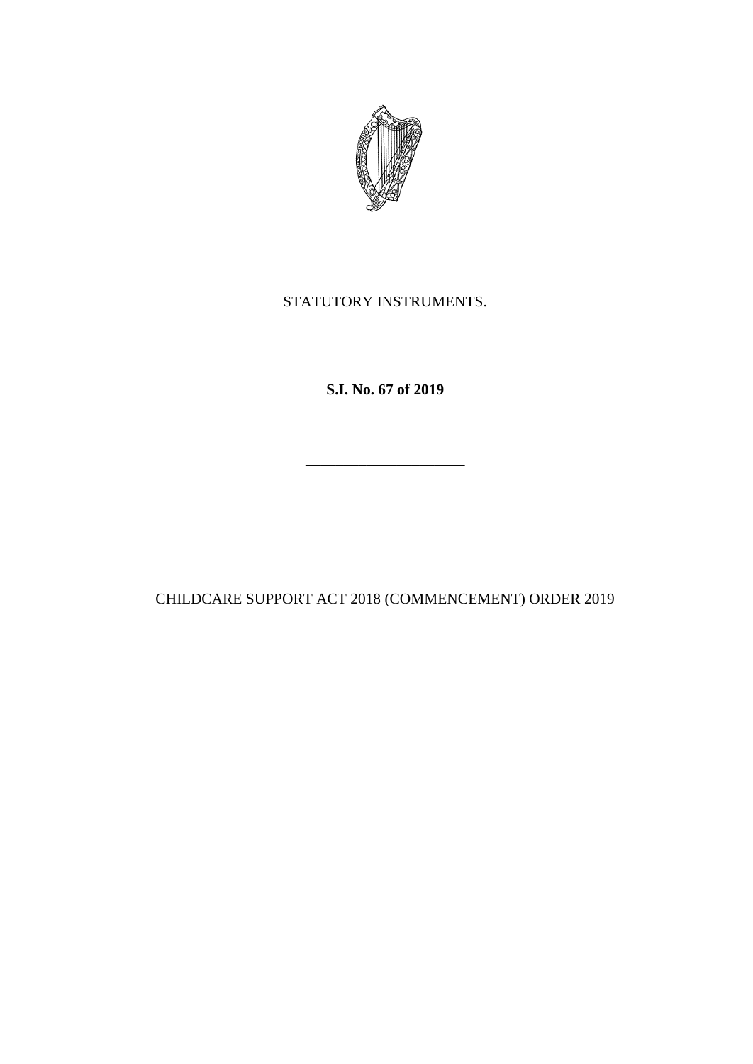STATUTORY INSTRUMENTS.

**S.I. No. 67 of 2019**

---

CHILDCARE SUPPORT ACT 2018 (COMMENCEMENT) ORDER 2019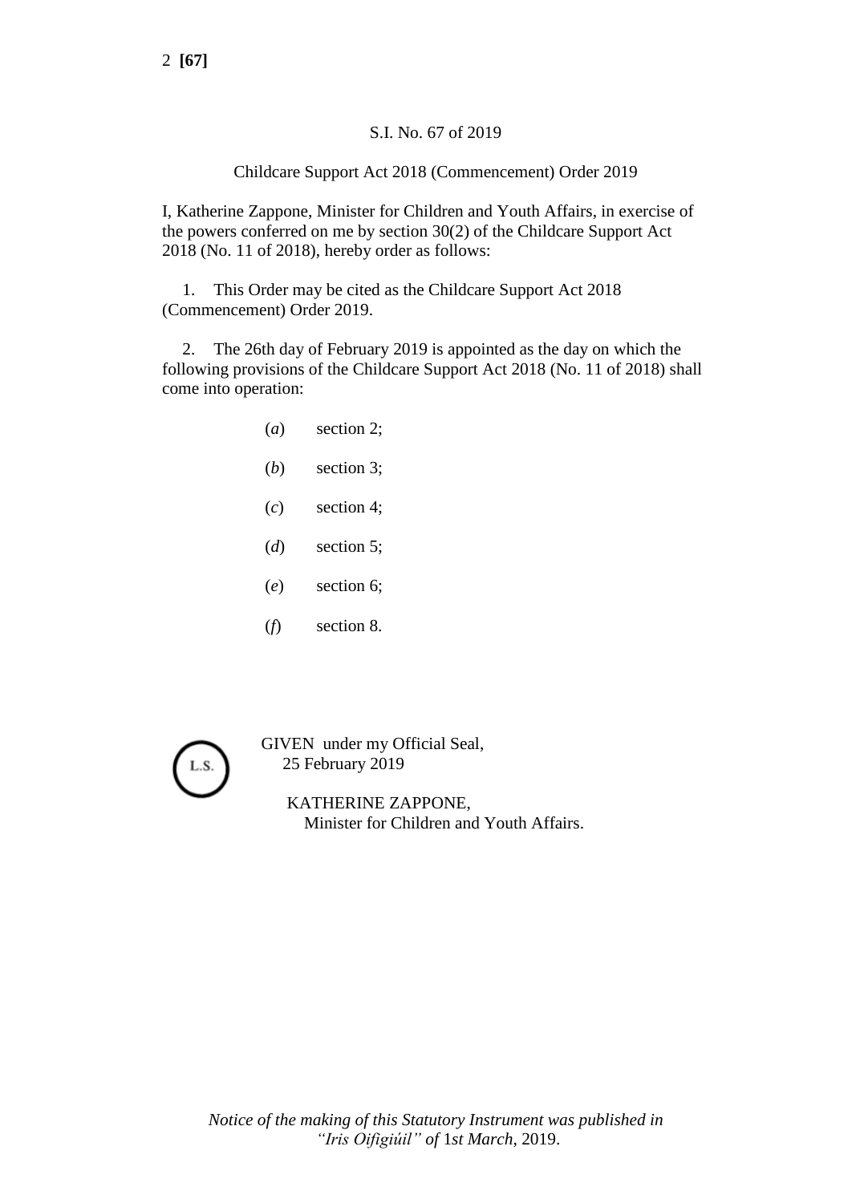S.I. No. 67 of 2019

Childcare Support Act 2018 (Commencement) Order 2019

I, Katherine Zappone, Minister for Children and Youth Affairs, in exercise of the powers conferred on me by section 30(2) of the Childcare Support Act 2018 (No. 11 of 2018), hereby order as follows:

1. This Order may be cited as the Childcare Support Act 2018 (Commencement) Order 2019.

2. The 26th day of February 2019 is appointed as the day on which the following provisions of the Childcare Support Act 2018 (No. 11 of 2018) shall come into operation:

(*a*) section 2;

(*b*) section 3;

(*c*) section 4;

(*d*) section 5;

(*e*) section 6;

(*f*) section 8.

L.S.

GIVEN under my Official Seal,
25 February 2019

KATHERINE ZAPPONE,
Minister for Children and Youth Affairs.

*Notice of the making of this Statutory Instrument was published in "Iris Oifigiúil" of* 1*st March*, 2019.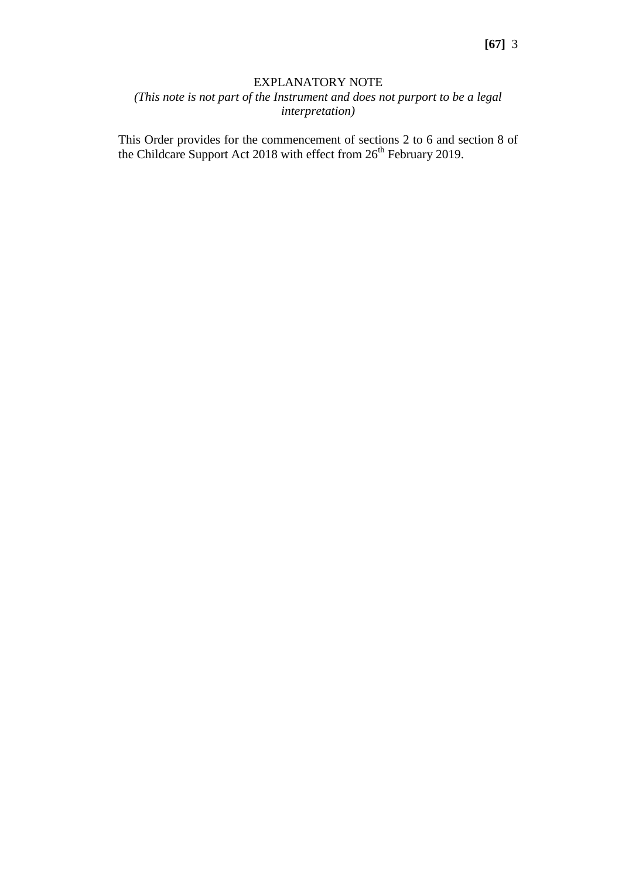EXPLANATORY NOTE

*(This note is not part of the Instrument and does not purport to be a legal interpretation)*

This Order provides for the commencement of sections 2 to 6 and section 8 of the Childcare Support Act 2018 with effect from 26th February 2019.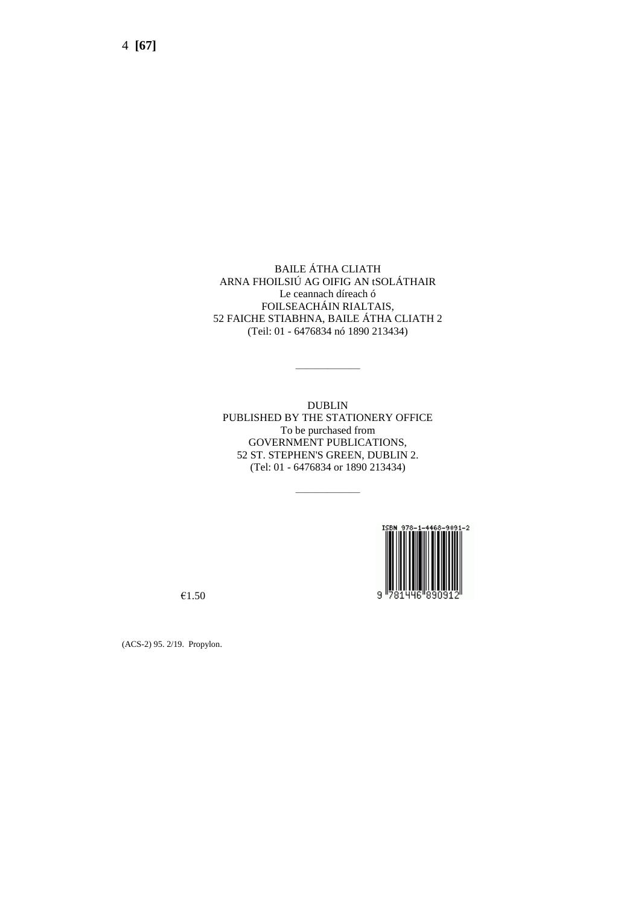BAILE ÁTHA CLIATH
ARNA FHOILSIÚ AG OIFIG AN tSOLÁTHAIR
Le ceannach díreach ó
FOILSEACHÁIN RIALTAIS,
52 FAICHE STIABHNA, BAILE ÁTHA CLIATH 2
(Teil: 01 - 6476834 nó 1890 213434)

---

DUBLIN
PUBLISHED BY THE STATIONERY OFFICE
To be purchased from
GOVERNMENT PUBLICATIONS,
52 ST. STEPHEN'S GREEN, DUBLIN 2.
(Tel: 01 - 6476834 or 1890 213434)

---

ISBN 978-1-4468-9091-2

9 781446 890912

€1.50

(ACS-2) 95. 2/19. Propylon.